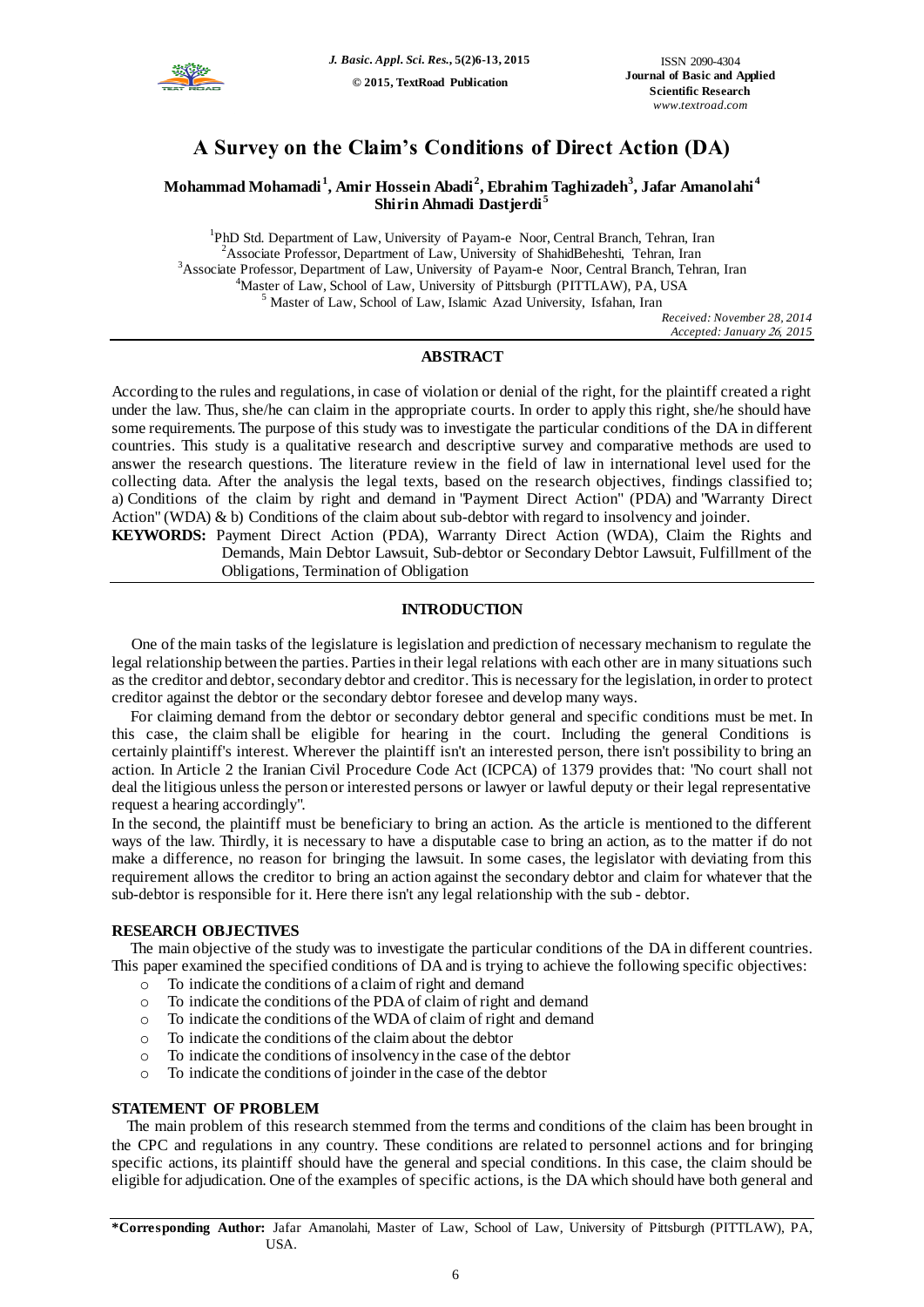# A Survey on the Claim's Conditions of Direct Action (DA)

**Mohammad Mohamadi[1], Amir Hossein Abadi[2], Ebrahim Taghizadeh[3], Jafar Amanolahi[4] Shirin Ahmadi Dastjerdi[5]**

[1]PhD Std. Department of Law, University of Payam-e Noor, Central Branch, Tehran, Iran
[2]Associate Professor, Department of Law, University of ShahidBeheshti, Tehran, Iran
[3]Associate Professor, Department of Law, University of Payam-e Noor, Central Branch, Tehran, Iran
[4]Master of Law, School of Law, University of Pittsburgh (PITTLAW), PA, USA
[5] Master of Law, School of Law, Islamic Azad University, Isfahan, Iran

*Received: November 28, 2014*
*Accepted: January 26, 2015*

## ABSTRACT

According to the rules and regulations, in case of violation or denial of the right, for the plaintiff created a right under the law. Thus, she/he can claim in the appropriate courts. In order to apply this right, she/he should have some requirements. The purpose of this study was to investigate the particular conditions of the DA in different countries. This study is a qualitative research and descriptive survey and comparative methods are used to answer the research questions. The literature review in the field of law in international level used for the collecting data. After the analysis the legal texts, based on the research objectives, findings classified to; a) Conditions of the claim by right and demand in "Payment Direct Action" (PDA) and "Warranty Direct Action" (WDA) & b) Conditions of the claim about sub-debtor with regard to insolvency and joinder.

**KEYWORDS:** Payment Direct Action (PDA), Warranty Direct Action (WDA), Claim the Rights and Demands, Main Debtor Lawsuit, Sub-debtor or Secondary Debtor Lawsuit, Fulfillment of the Obligations, Termination of Obligation

## INTRODUCTION

One of the main tasks of the legislature is legislation and prediction of necessary mechanism to regulate the legal relationship between the parties. Parties in their legal relations with each other are in many situations such as the creditor and debtor, secondary debtor and creditor. This is necessary for the legislation, in order to protect creditor against the debtor or the secondary debtor foresee and develop many ways.

For claiming demand from the debtor or secondary debtor general and specific conditions must be met. In this case, the claim shall be eligible for hearing in the court. Including the general Conditions is certainly plaintiff's interest. Wherever the plaintiff isn't an interested person, there isn't possibility to bring an action. In Article 2 the Iranian Civil Procedure Code Act (ICPCA) of 1379 provides that: "No court shall not deal the litigious unless the person or interested persons or lawyer or lawful deputy or their legal representative request a hearing accordingly".

In the second, the plaintiff must be beneficiary to bring an action. As the article is mentioned to the different ways of the law. Thirdly, it is necessary to have a disputable case to bring an action, as to the matter if do not make a difference, no reason for bringing the lawsuit. In some cases, the legislator with deviating from this requirement allows the creditor to bring an action against the secondary debtor and claim for whatever that the sub-debtor is responsible for it. Here there isn't any legal relationship with the sub - debtor.

## RESEARCH OBJECTIVES

The main objective of the study was to investigate the particular conditions of the DA in different countries. This paper examined the specified conditions of DA and is trying to achieve the following specific objectives:

- To indicate the conditions of a claim of right and demand
- To indicate the conditions of the PDA of claim of right and demand
- To indicate the conditions of the WDA of claim of right and demand
- To indicate the conditions of the claim about the debtor
- To indicate the conditions of insolvency in the case of the debtor
- To indicate the conditions of joinder in the case of the debtor

## STATEMENT OF PROBLEM

The main problem of this research stemmed from the terms and conditions of the claim has been brought in the CPC and regulations in any country. These conditions are related to personnel actions and for bringing specific actions, its plaintiff should have the general and special conditions. In this case, the claim should be eligible for adjudication. One of the examples of specific actions, is the DA which should have both general and

**\*Corresponding Author:** Jafar Amanolahi, Master of Law, School of Law, University of Pittsburgh (PITTLAW), PA, USA.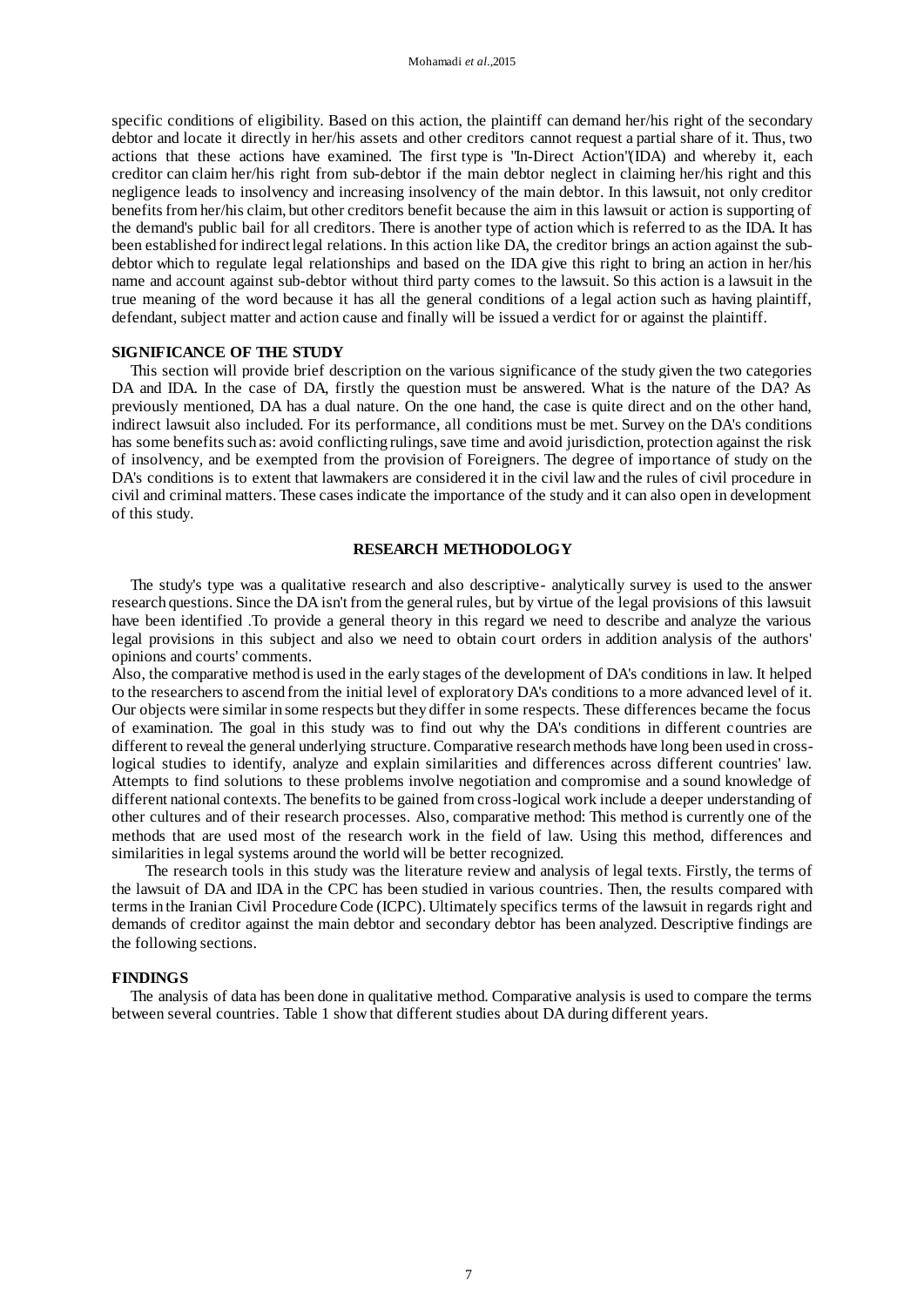specific conditions of eligibility. Based on this action, the plaintiff can demand her/his right of the secondary debtor and locate it directly in her/his assets and other creditors cannot request a partial share of it. Thus, two actions that these actions have examined. The first type is "In-Direct Action"(IDA) and whereby it, each creditor can claim her/his right from sub-debtor if the main debtor neglect in claiming her/his right and this negligence leads to insolvency and increasing insolvency of the main debtor. In this lawsuit, not only creditor benefits from her/his claim, but other creditors benefit because the aim in this lawsuit or action is supporting of the demand's public bail for all creditors. There is another type of action which is referred to as the IDA. It has been established for indirect legal relations. In this action like DA, the creditor brings an action against the sub-debtor which to regulate legal relationships and based on the IDA give this right to bring an action in her/his name and account against sub-debtor without third party comes to the lawsuit. So this action is a lawsuit in the true meaning of the word because it has all the general conditions of a legal action such as having plaintiff, defendant, subject matter and action cause and finally will be issued a verdict for or against the plaintiff.

## SIGNIFICANCE OF THE STUDY

This section will provide brief description on the various significance of the study given the two categories DA and IDA. In the case of DA, firstly the question must be answered. What is the nature of the DA? As previously mentioned, DA has a dual nature. On the one hand, the case is quite direct and on the other hand, indirect lawsuit also included. For its performance, all conditions must be met. Survey on the DA's conditions has some benefits such as: avoid conflicting rulings, save time and avoid jurisdiction, protection against the risk of insolvency, and be exempted from the provision of Foreigners. The degree of importance of study on the DA's conditions is to extent that lawmakers are considered it in the civil law and the rules of civil procedure in civil and criminal matters. These cases indicate the importance of the study and it can also open in development of this study.

## RESEARCH METHODOLOGY

The study's type was a qualitative research and also descriptive- analytically survey is used to the answer research questions. Since the DA isn't from the general rules, but by virtue of the legal provisions of this lawsuit have been identified .To provide a general theory in this regard we need to describe and analyze the various legal provisions in this subject and also we need to obtain court orders in addition analysis of the authors' opinions and courts' comments.

Also, the comparative method is used in the early stages of the development of DA's conditions in law. It helped to the researchers to ascend from the initial level of exploratory DA's conditions to a more advanced level of it. Our objects were similar in some respects but they differ in some respects. These differences became the focus of examination. The goal in this study was to find out why the DA's conditions in different countries are different to reveal the general underlying structure. Comparative research methods have long been used in cross-logical studies to identify, analyze and explain similarities and differences across different countries' law. Attempts to find solutions to these problems involve negotiation and compromise and a sound knowledge of different national contexts. The benefits to be gained from cross-logical work include a deeper understanding of other cultures and of their research processes. Also, comparative method: This method is currently one of the methods that are used most of the research work in the field of law. Using this method, differences and similarities in legal systems around the world will be better recognized.

The research tools in this study was the literature review and analysis of legal texts. Firstly, the terms of the lawsuit of DA and IDA in the CPC has been studied in various countries. Then, the results compared with terms in the Iranian Civil Procedure Code (ICPC). Ultimately specifics terms of the lawsuit in regards right and demands of creditor against the main debtor and secondary debtor has been analyzed. Descriptive findings are the following sections.

## FINDINGS

The analysis of data has been done in qualitative method. Comparative analysis is used to compare the terms between several countries. Table 1 show that different studies about DA during different years.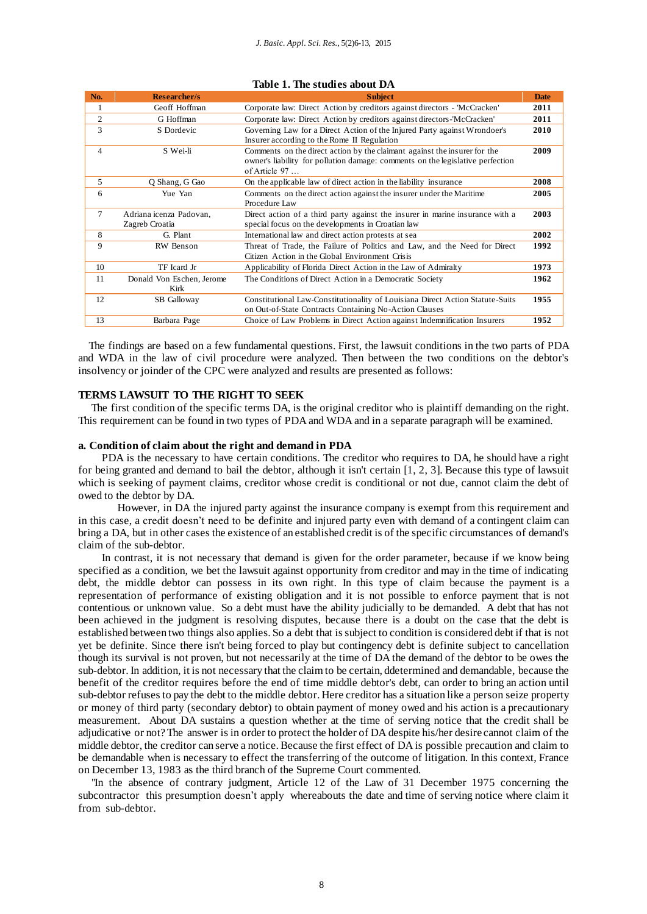**Table 1. The studies about DA**

| No. | Researcher/s | Subject | Date |
|---|---|---|---|
| 1 | Geoff Hoffman | Corporate law: Direct Action by creditors against directors - 'McCracken' | 2011 |
| 2 | G Hoffman | Corporate law: Direct Action by creditors against directors-'McCracken' | 2011 |
| 3 | S Dordevic | Governing Law for a Direct Action of the Injured Party against Wrondoer's Insurer according to the Rome II Regulation | 2010 |
| 4 | S Wei-li | Comments on the direct action by the claimant against the insurer for the owner's liability for pollution damage: comments on the legislative perfection of Article 97 … | 2009 |
| 5 | Q Shang, G Gao | On the applicable law of direct action in the liability insurance | 2008 |
| 6 | Yue Yan | Comments on the direct action against the insurer under the Maritime Procedure Law | 2005 |
| 7 | Adriana icenza Padovan, Zagreb Croatia | Direct action of a third party against the insurer in marine insurance with a special focus on the developments in Croatian law | 2003 |
| 8 | G. Plant | International law and direct action protests at sea | 2002 |
| 9 | RW Benson | Threat of Trade, the Failure of Politics and Law, and the Need for Direct Citizen Action in the Global Environment Crisis | 1992 |
| 10 | TF Icard Jr | Applicability of Florida Direct Action in the Law of Admiralty | 1973 |
| 11 | Donald Von Eschen, Jerome Kirk | The Conditions of Direct Action in a Democratic Society | 1962 |
| 12 | SB Galloway | Constitutional Law-Constitutionality of Louisiana Direct Action Statute-Suits on Out-of-State Contracts Containing No-Action Clauses | 1955 |
| 13 | Barbara Page | Choice of Law Problems in Direct Action against Indemnification Insurers | 1952 |

The findings are based on a few fundamental questions. First, the lawsuit conditions in the two parts of PDA and WDA in the law of civil procedure were analyzed. Then between the two conditions on the debtor's insolvency or joinder of the CPC were analyzed and results are presented as follows:

## TERMS LAWSUIT TO THE RIGHT TO SEEK

The first condition of the specific terms DA, is the original creditor who is plaintiff demanding on the right. This requirement can be found in two types of PDA and WDA and in a separate paragraph will be examined.

### a. Condition of claim about the right and demand in PDA

PDA is the necessary to have certain conditions. The creditor who requires to DA, he should have a right for being granted and demand to bail the debtor, although it isn't certain [1, 2, 3]. Because this type of lawsuit which is seeking of payment claims, creditor whose credit is conditional or not due, cannot claim the debt of owed to the debtor by DA.

However, in DA the injured party against the insurance company is exempt from this requirement and in this case, a credit doesn't need to be definite and injured party even with demand of a contingent claim can bring a DA, but in other cases the existence of an established credit is of the specific circumstances of demand's claim of the sub-debtor.

In contrast, it is not necessary that demand is given for the order parameter, because if we know being specified as a condition, we bet the lawsuit against opportunity from creditor and may in the time of indicating debt, the middle debtor can possess in its own right. In this type of claim because the payment is a representation of performance of existing obligation and it is not possible to enforce payment that is not contentious or unknown value. So a debt must have the ability judicially to be demanded. A debt that has not been achieved in the judgment is resolving disputes, because there is a doubt on the case that the debt is established between two things also applies. So a debt that is subject to condition is considered debt if that is not yet be definite. Since there isn't being forced to play but contingency debt is definite subject to cancellation though its survival is not proven, but not necessarily at the time of DA the demand of the debtor to be owes the sub-debtor. In addition, it is not necessary that the claim to be certain, ddetermined and demandable, because the benefit of the creditor requires before the end of time middle debtor's debt, can order to bring an action until sub-debtor refuses to pay the debt to the middle debtor. Here creditor has a situation like a person seize property or money of third party (secondary debtor) to obtain payment of money owed and his action is a precautionary measurement. About DA sustains a question whether at the time of serving notice that the credit shall be adjudicative or not? The answer is in order to protect the holder of DA despite his/her desire cannot claim of the middle debtor, the creditor can serve a notice. Because the first effect of DA is possible precaution and claim to be demandable when is necessary to effect the transferring of the outcome of litigation. In this context, France on December 13, 1983 as the third branch of the Supreme Court commented.

"In the absence of contrary judgment, Article 12 of the Law of 31 December 1975 concerning the subcontractor this presumption doesn't apply whereabouts the date and time of serving notice where claim it from sub-debtor.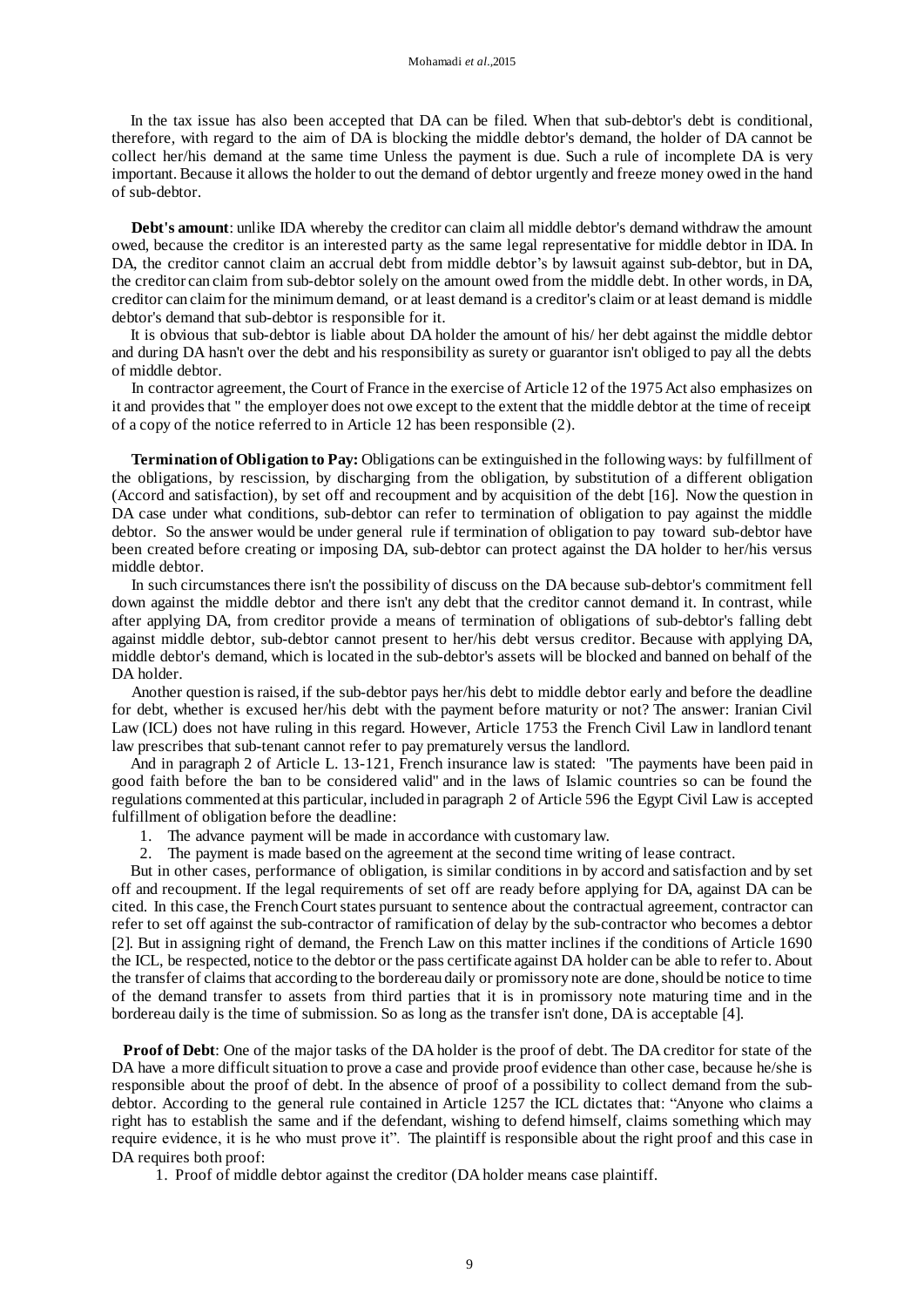In the tax issue has also been accepted that DA can be filed. When that sub-debtor's debt is conditional, therefore, with regard to the aim of DA is blocking the middle debtor's demand, the holder of DA cannot be collect her/his demand at the same time Unless the payment is due. Such a rule of incomplete DA is very important. Because it allows the holder to out the demand of debtor urgently and freeze money owed in the hand of sub-debtor.

**Debt's amount**: unlike IDA whereby the creditor can claim all middle debtor's demand withdraw the amount owed, because the creditor is an interested party as the same legal representative for middle debtor in IDA. In DA, the creditor cannot claim an accrual debt from middle debtor's by lawsuit against sub-debtor, but in DA, the creditor can claim from sub-debtor solely on the amount owed from the middle debt. In other words, in DA, creditor can claim for the minimum demand, or at least demand is a creditor's claim or at least demand is middle debtor's demand that sub-debtor is responsible for it.

It is obvious that sub-debtor is liable about DA holder the amount of his/ her debt against the middle debtor and during DA hasn't over the debt and his responsibility as surety or guarantor isn't obliged to pay all the debts of middle debtor.

In contractor agreement, the Court of France in the exercise of Article 12 of the 1975 Act also emphasizes on it and provides that " the employer does not owe except to the extent that the middle debtor at the time of receipt of a copy of the notice referred to in Article 12 has been responsible (2).

**Termination of Obligation to Pay:** Obligations can be extinguished in the following ways: by fulfillment of the obligations, by rescission, by discharging from the obligation, by substitution of a different obligation (Accord and satisfaction), by set off and recoupment and by acquisition of the debt [16]. Now the question in DA case under what conditions, sub-debtor can refer to termination of obligation to pay against the middle debtor. So the answer would be under general rule if termination of obligation to pay toward sub-debtor have been created before creating or imposing DA, sub-debtor can protect against the DA holder to her/his versus middle debtor.

In such circumstances there isn't the possibility of discuss on the DA because sub-debtor's commitment fell down against the middle debtor and there isn't any debt that the creditor cannot demand it. In contrast, while after applying DA, from creditor provide a means of termination of obligations of sub-debtor's falling debt against middle debtor, sub-debtor cannot present to her/his debt versus creditor. Because with applying DA, middle debtor's demand, which is located in the sub-debtor's assets will be blocked and banned on behalf of the DA holder.

Another question is raised, if the sub-debtor pays her/his debt to middle debtor early and before the deadline for debt, whether is excused her/his debt with the payment before maturity or not? The answer: Iranian Civil Law (ICL) does not have ruling in this regard. However, Article 1753 the French Civil Law in landlord tenant law prescribes that sub-tenant cannot refer to pay prematurely versus the landlord.

And in paragraph 2 of Article L. 13-121, French insurance law is stated: "The payments have been paid in good faith before the ban to be considered valid" and in the laws of Islamic countries so can be found the regulations commented at this particular, included in paragraph 2 of Article 596 the Egypt Civil Law is accepted fulfillment of obligation before the deadline:

1. The advance payment will be made in accordance with customary law.
2. The payment is made based on the agreement at the second time writing of lease contract.

But in other cases, performance of obligation, is similar conditions in by accord and satisfaction and by set off and recoupment. If the legal requirements of set off are ready before applying for DA, against DA can be cited. In this case, the French Court states pursuant to sentence about the contractual agreement, contractor can refer to set off against the sub-contractor of ramification of delay by the sub-contractor who becomes a debtor [2]. But in assigning right of demand, the French Law on this matter inclines if the conditions of Article 1690 the ICL, be respected, notice to the debtor or the pass certificate against DA holder can be able to refer to. About the transfer of claims that according to the bordereau daily or promissory note are done, should be notice to time of the demand transfer to assets from third parties that it is in promissory note maturing time and in the bordereau daily is the time of submission. So as long as the transfer isn't done, DA is acceptable [4].

**Proof of Debt**: One of the major tasks of the DA holder is the proof of debt. The DA creditor for state of the DA have a more difficult situation to prove a case and provide proof evidence than other case, because he/she is responsible about the proof of debt. In the absence of proof of a possibility to collect demand from the sub-debtor. According to the general rule contained in Article 1257 the ICL dictates that: "Anyone who claims a right has to establish the same and if the defendant, wishing to defend himself, claims something which may require evidence, it is he who must prove it". The plaintiff is responsible about the right proof and this case in DA requires both proof:

1. Proof of middle debtor against the creditor (DA holder means case plaintiff.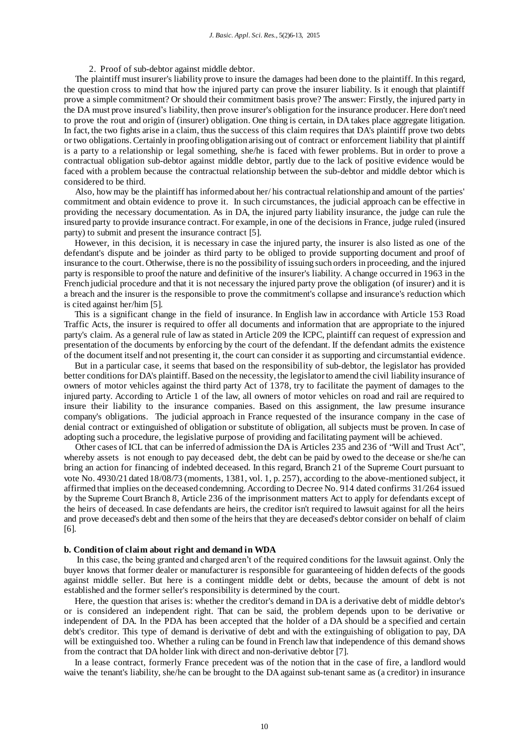2. Proof of sub-debtor against middle debtor.

The plaintiff must insurer's liability prove to insure the damages had been done to the plaintiff. In this regard, the question cross to mind that how the injured party can prove the insurer liability. Is it enough that plaintiff prove a simple commitment? Or should their commitment basis prove? The answer: Firstly, the injured party in the DA must prove insured's liability, then prove insurer's obligation for the insurance producer. Here don't need to prove the rout and origin of (insurer) obligation. One thing is certain, in DA takes place aggregate litigation. In fact, the two fights arise in a claim, thus the success of this claim requires that DA's plaintiff prove two debts or two obligations. Certainly in proofing obligation arising out of contract or enforcement liability that plaintiff is a party to a relationship or legal something, she/he is faced with fewer problems. But in order to prove a contractual obligation sub-debtor against middle debtor, partly due to the lack of positive evidence would be faced with a problem because the contractual relationship between the sub-debtor and middle debtor which is considered to be third.

Also, how may be the plaintiff has informed about her/ his contractual relationship and amount of the parties' commitment and obtain evidence to prove it. In such circumstances, the judicial approach can be effective in providing the necessary documentation. As in DA, the injured party liability insurance, the judge can rule the insured party to provide insurance contract. For example, in one of the decisions in France, judge ruled (insured party) to submit and present the insurance contract [5].

However, in this decision, it is necessary in case the injured party, the insurer is also listed as one of the defendant's dispute and be joinder as third party to be obliged to provide supporting document and proof of insurance to the court. Otherwise, there is no the possibility of issuing such orders in proceeding, and the injured party is responsible to proof the nature and definitive of the insurer's liability. A change occurred in 1963 in the French judicial procedure and that it is not necessary the injured party prove the obligation (of insurer) and it is a breach and the insurer is the responsible to prove the commitment's collapse and insurance's reduction which is cited against her/him [5].

This is a significant change in the field of insurance. In English law in accordance with Article 153 Road Traffic Acts, the insurer is required to offer all documents and information that are appropriate to the injured party's claim. As a general rule of law as stated in Article 209 the ICPC, plaintiff can request of expression and presentation of the documents by enforcing by the court of the defendant. If the defendant admits the existence of the document itself and not presenting it, the court can consider it as supporting and circumstantial evidence.

But in a particular case, it seems that based on the responsibility of sub-debtor, the legislator has provided better conditions for DA's plaintiff. Based on the necessity, the legislator to amend the civil liability insurance of owners of motor vehicles against the third party Act of 1378, try to facilitate the payment of damages to the injured party. According to Article 1 of the law, all owners of motor vehicles on road and rail are required to insure their liability to the insurance companies. Based on this assignment, the law presume insurance company's obligations. The judicial approach in France requested of the insurance company in the case of denial contract or extinguished of obligation or substitute of obligation, all subjects must be proven. In case of adopting such a procedure, the legislative purpose of providing and facilitating payment will be achieved.

Other cases of ICL that can be inferred of admission the DA is Articles 235 and 236 of "Will and Trust Act", whereby assets is not enough to pay deceased debt, the debt can be paid by owed to the decease or she/he can bring an action for financing of indebted deceased. In this regard, Branch 21 of the Supreme Court pursuant to vote No. 4930/21 dated 18/08/73 (moments, 1381, vol. 1, p. 257), according to the above-mentioned subject, it affirmed that implies on the deceased condemning. According to Decree No. 914 dated confirms 31/264 issued by the Supreme Court Branch 8, Article 236 of the imprisonment matters Act to apply for defendants except of the heirs of deceased. In case defendants are heirs, the creditor isn't required to lawsuit against for all the heirs and prove deceased's debt and then some of the heirs that they are deceased's debtor consider on behalf of claim [6].

**b. Condition of claim about right and demand in WDA**

In this case, the being granted and charged aren't of the required conditions for the lawsuit against. Only the buyer knows that former dealer or manufacturer is responsible for guaranteeing of hidden defects of the goods against middle seller. But here is a contingent middle debt or debts, because the amount of debt is not established and the former seller's responsibility is determined by the court.

Here, the question that arises is: whether the creditor's demand in DA is a derivative debt of middle debtor's or is considered an independent right. That can be said, the problem depends upon to be derivative or independent of DA. In the PDA has been accepted that the holder of a DA should be a specified and certain debt's creditor. This type of demand is derivative of debt and with the extinguishing of obligation to pay, DA will be extinguished too. Whether a ruling can be found in French law that independence of this demand shows from the contract that DA holder link with direct and non-derivative debtor [7].

In a lease contract, formerly France precedent was of the notion that in the case of fire, a landlord would waive the tenant's liability, she/he can be brought to the DA against sub-tenant same as (a creditor) in insurance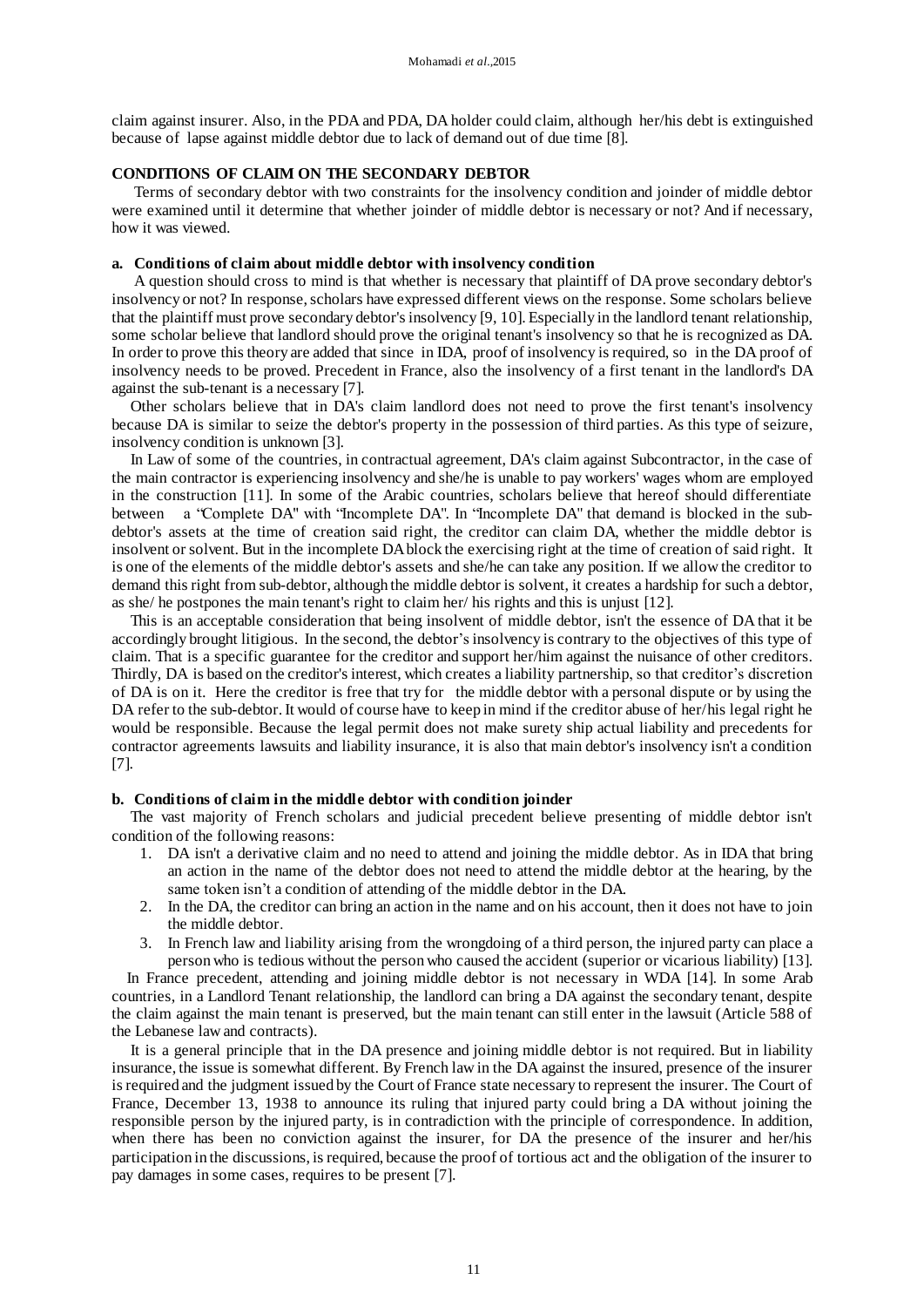claim against insurer. Also, in the PDA and PDA, DA holder could claim, although her/his debt is extinguished because of lapse against middle debtor due to lack of demand out of due time [8].

## CONDITIONS OF CLAIM ON THE SECONDARY DEBTOR

Terms of secondary debtor with two constraints for the insolvency condition and joinder of middle debtor were examined until it determine that whether joinder of middle debtor is necessary or not? And if necessary, how it was viewed.

### a. Conditions of claim about middle debtor with insolvency condition

A question should cross to mind is that whether is necessary that plaintiff of DA prove secondary debtor's insolvency or not? In response, scholars have expressed different views on the response. Some scholars believe that the plaintiff must prove secondary debtor's insolvency [9, 10]. Especially in the landlord tenant relationship, some scholar believe that landlord should prove the original tenant's insolvency so that he is recognized as DA. In order to prove this theory are added that since in IDA, proof of insolvency is required, so in the DA proof of insolvency needs to be proved. Precedent in France, also the insolvency of a first tenant in the landlord's DA against the sub-tenant is a necessary [7].

Other scholars believe that in DA's claim landlord does not need to prove the first tenant's insolvency because DA is similar to seize the debtor's property in the possession of third parties. As this type of seizure, insolvency condition is unknown [3].

In Law of some of the countries, in contractual agreement, DA's claim against Subcontractor, in the case of the main contractor is experiencing insolvency and she/he is unable to pay workers' wages whom are employed in the construction [11]. In some of the Arabic countries, scholars believe that hereof should differentiate between a "Complete DA" with "Incomplete DA". In "Incomplete DA" that demand is blocked in the sub-debtor's assets at the time of creation said right, the creditor can claim DA, whether the middle debtor is insolvent or solvent. But in the incomplete DA block the exercising right at the time of creation of said right. It is one of the elements of the middle debtor's assets and she/he can take any position. If we allow the creditor to demand this right from sub-debtor, although the middle debtor is solvent, it creates a hardship for such a debtor, as she/ he postpones the main tenant's right to claim her/ his rights and this is unjust [12].

This is an acceptable consideration that being insolvent of middle debtor, isn't the essence of DA that it be accordingly brought litigious. In the second, the debtor's insolvency is contrary to the objectives of this type of claim. That is a specific guarantee for the creditor and support her/him against the nuisance of other creditors. Thirdly, DA is based on the creditor's interest, which creates a liability partnership, so that creditor's discretion of DA is on it. Here the creditor is free that try for the middle debtor with a personal dispute or by using the DA refer to the sub-debtor. It would of course have to keep in mind if the creditor abuse of her/his legal right he would be responsible. Because the legal permit does not make surety ship actual liability and precedents for contractor agreements lawsuits and liability insurance, it is also that main debtor's insolvency isn't a condition [7].

### b. Conditions of claim in the middle debtor with condition joinder

The vast majority of French scholars and judicial precedent believe presenting of middle debtor isn't condition of the following reasons:

1. DA isn't a derivative claim and no need to attend and joining the middle debtor. As in IDA that bring an action in the name of the debtor does not need to attend the middle debtor at the hearing, by the same token isn't a condition of attending of the middle debtor in the DA.
2. In the DA, the creditor can bring an action in the name and on his account, then it does not have to join the middle debtor.
3. In French law and liability arising from the wrongdoing of a third person, the injured party can place a person who is tedious without the person who caused the accident (superior or vicarious liability) [13].

In France precedent, attending and joining middle debtor is not necessary in WDA [14]. In some Arab countries, in a Landlord Tenant relationship, the landlord can bring a DA against the secondary tenant, despite the claim against the main tenant is preserved, but the main tenant can still enter in the lawsuit (Article 588 of the Lebanese law and contracts).

It is a general principle that in the DA presence and joining middle debtor is not required. But in liability insurance, the issue is somewhat different. By French law in the DA against the insured, presence of the insurer is required and the judgment issued by the Court of France state necessary to represent the insurer. The Court of France, December 13, 1938 to announce its ruling that injured party could bring a DA without joining the responsible person by the injured party, is in contradiction with the principle of correspondence. In addition, when there has been no conviction against the insurer, for DA the presence of the insurer and her/his participation in the discussions, is required, because the proof of tortious act and the obligation of the insurer to pay damages in some cases, requires to be present [7].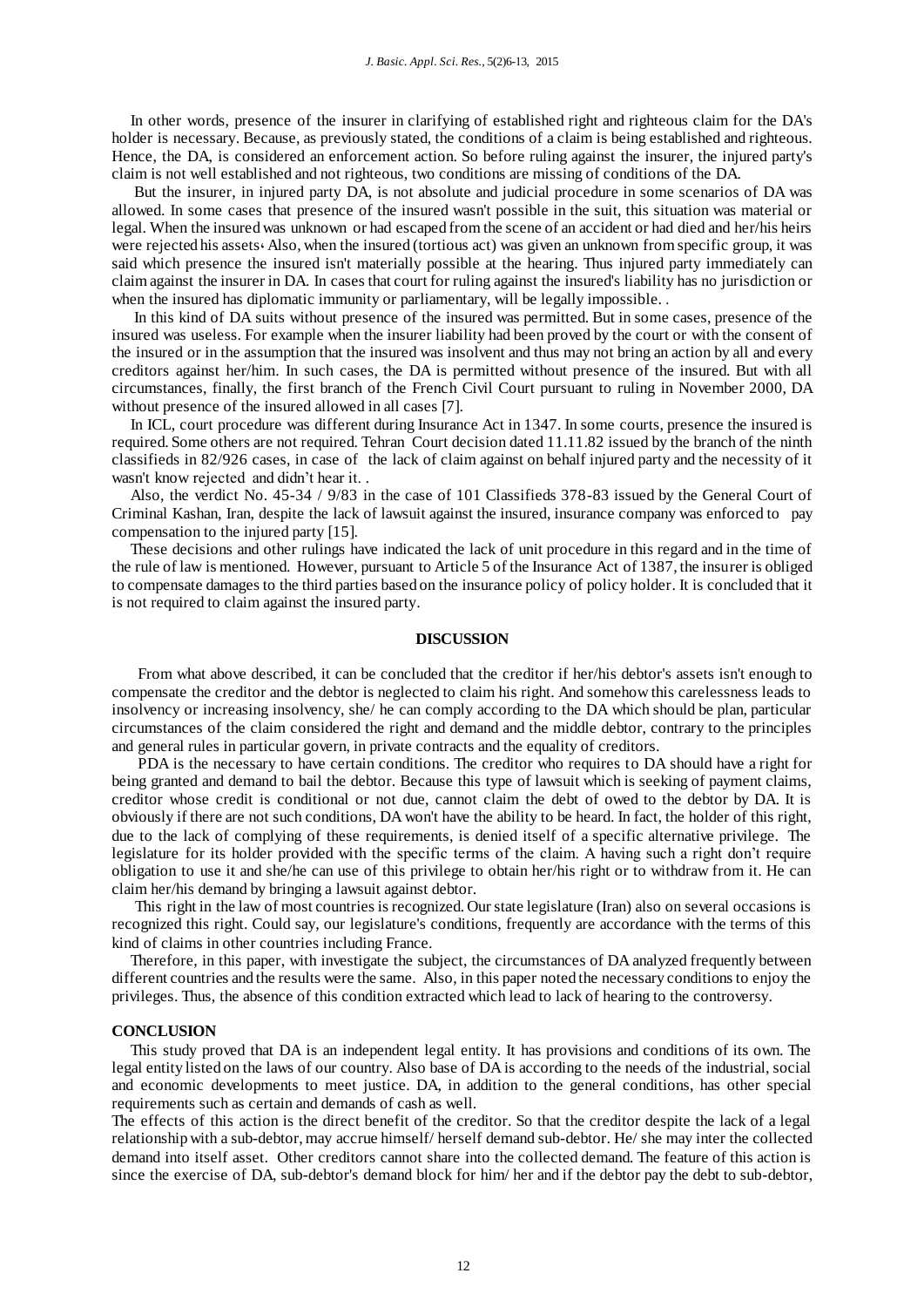In other words, presence of the insurer in clarifying of established right and righteous claim for the DA's holder is necessary. Because, as previously stated, the conditions of a claim is being established and righteous. Hence, the DA, is considered an enforcement action. So before ruling against the insurer, the injured party's claim is not well established and not righteous, two conditions are missing of conditions of the DA.

But the insurer, in injured party DA, is not absolute and judicial procedure in some scenarios of DA was allowed. In some cases that presence of the insured wasn't possible in the suit, this situation was material or legal. When the insured was unknown or had escaped from the scene of an accident or had died and her/his heirs were rejected his assets، Also, when the insured (tortious act) was given an unknown from specific group, it was said which presence the insured isn't materially possible at the hearing. Thus injured party immediately can claim against the insurer in DA. In cases that court for ruling against the insured's liability has no jurisdiction or when the insured has diplomatic immunity or parliamentary, will be legally impossible. .

In this kind of DA suits without presence of the insured was permitted. But in some cases, presence of the insured was useless. For example when the insurer liability had been proved by the court or with the consent of the insured or in the assumption that the insured was insolvent and thus may not bring an action by all and every creditors against her/him. In such cases, the DA is permitted without presence of the insured. But with all circumstances, finally, the first branch of the French Civil Court pursuant to ruling in November 2000, DA without presence of the insured allowed in all cases [7].

In ICL, court procedure was different during Insurance Act in 1347. In some courts, presence the insured is required. Some others are not required. Tehran Court decision dated 11.11.82 issued by the branch of the ninth classifieds in 82/926 cases, in case of the lack of claim against on behalf injured party and the necessity of it wasn't know rejected and didn't hear it. .

Also, the verdict No. 45-34 / 9/83 in the case of 101 Classifieds 378-83 issued by the General Court of Criminal Kashan, Iran, despite the lack of lawsuit against the insured, insurance company was enforced to pay compensation to the injured party [15].

These decisions and other rulings have indicated the lack of unit procedure in this regard and in the time of the rule of law is mentioned. However, pursuant to Article 5 of the Insurance Act of 1387, the insurer is obliged to compensate damages to the third parties based on the insurance policy of policy holder. It is concluded that it is not required to claim against the insured party.

## DISCUSSION

From what above described, it can be concluded that the creditor if her/his debtor's assets isn't enough to compensate the creditor and the debtor is neglected to claim his right. And somehow this carelessness leads to insolvency or increasing insolvency, she/ he can comply according to the DA which should be plan, particular circumstances of the claim considered the right and demand and the middle debtor, contrary to the principles and general rules in particular govern, in private contracts and the equality of creditors.

PDA is the necessary to have certain conditions. The creditor who requires to DA should have a right for being granted and demand to bail the debtor. Because this type of lawsuit which is seeking of payment claims, creditor whose credit is conditional or not due, cannot claim the debt of owed to the debtor by DA. It is obviously if there are not such conditions, DA won't have the ability to be heard. In fact, the holder of this right, due to the lack of complying of these requirements, is denied itself of a specific alternative privilege. The legislature for its holder provided with the specific terms of the claim. A having such a right don't require obligation to use it and she/he can use of this privilege to obtain her/his right or to withdraw from it. He can claim her/his demand by bringing a lawsuit against debtor.

This right in the law of most countries is recognized. Our state legislature (Iran) also on several occasions is recognized this right. Could say, our legislature's conditions, frequently are accordance with the terms of this kind of claims in other countries including France.

Therefore, in this paper, with investigate the subject, the circumstances of DA analyzed frequently between different countries and the results were the same. Also, in this paper noted the necessary conditions to enjoy the privileges. Thus, the absence of this condition extracted which lead to lack of hearing to the controversy.

## CONCLUSION

This study proved that DA is an independent legal entity. It has provisions and conditions of its own. The legal entity listed on the laws of our country. Also base of DA is according to the needs of the industrial, social and economic developments to meet justice. DA, in addition to the general conditions, has other special requirements such as certain and demands of cash as well.

The effects of this action is the direct benefit of the creditor. So that the creditor despite the lack of a legal relationship with a sub-debtor, may accrue himself/ herself demand sub-debtor. He/ she may inter the collected demand into itself asset. Other creditors cannot share into the collected demand. The feature of this action is since the exercise of DA, sub-debtor's demand block for him/ her and if the debtor pay the debt to sub-debtor,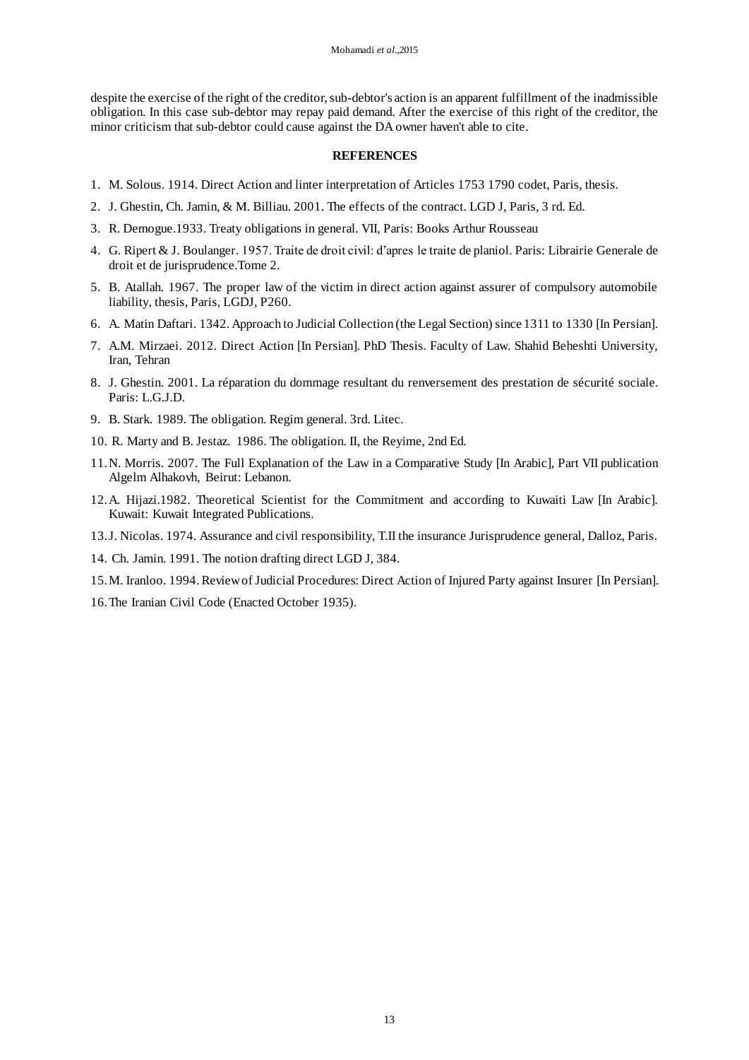despite the exercise of the right of the creditor, sub-debtor's action is an apparent fulfillment of the inadmissible obligation. In this case sub-debtor may repay paid demand. After the exercise of this right of the creditor, the minor criticism that sub-debtor could cause against the DA owner haven't able to cite.

**REFERENCES**

1. M. Solous. 1914. Direct Action and linter interpretation of Articles 1753 1790 codet, Paris, thesis.
2. J. Ghestin, Ch. Jamin, & M. Billiau. 2001. The effects of the contract. LGD J, Paris, 3 rd. Ed.
3. R. Demogue.1933. Treaty obligations in general. VII, Paris: Books Arthur Rousseau
4. G. Ripert & J. Boulanger. 1957. Traite de droit civil: d'apres le traite de planiol. Paris: Librairie Generale de droit et de jurisprudence.Tome 2.
5. B. Atallah. 1967. The proper law of the victim in direct action against assurer of compulsory automobile liability, thesis, Paris, LGDJ, P260.
6. A. Matin Daftari. 1342. Approach to Judicial Collection (the Legal Section) since 1311 to 1330 [In Persian].
7. A.M. Mirzaei. 2012. Direct Action [In Persian]. PhD Thesis. Faculty of Law. Shahid Beheshti University, Iran, Tehran
8. J. Ghestin. 2001. La réparation du dommage resultant du renversement des prestation de sécurité sociale. Paris: L.G.J.D.
9. B. Stark. 1989. The obligation. Regim general. 3rd. Litec.
10. R. Marty and B. Jestaz. 1986. The obligation. II, the Reyime, 2nd Ed.
11. N. Morris. 2007. The Full Explanation of the Law in a Comparative Study [In Arabic], Part VII publication Algelm Alhakovh, Beirut: Lebanon.
12. A. Hijazi.1982. Theoretical Scientist for the Commitment and according to Kuwaiti Law [In Arabic]. Kuwait: Kuwait Integrated Publications.
13. J. Nicolas. 1974. Assurance and civil responsibility, T.II the insurance Jurisprudence general, Dalloz, Paris.
14. Ch. Jamin. 1991. The notion drafting direct LGD J, 384.
15. M. Iranloo. 1994. Review of Judicial Procedures: Direct Action of Injured Party against Insurer [In Persian].
16. The Iranian Civil Code (Enacted October 1935).